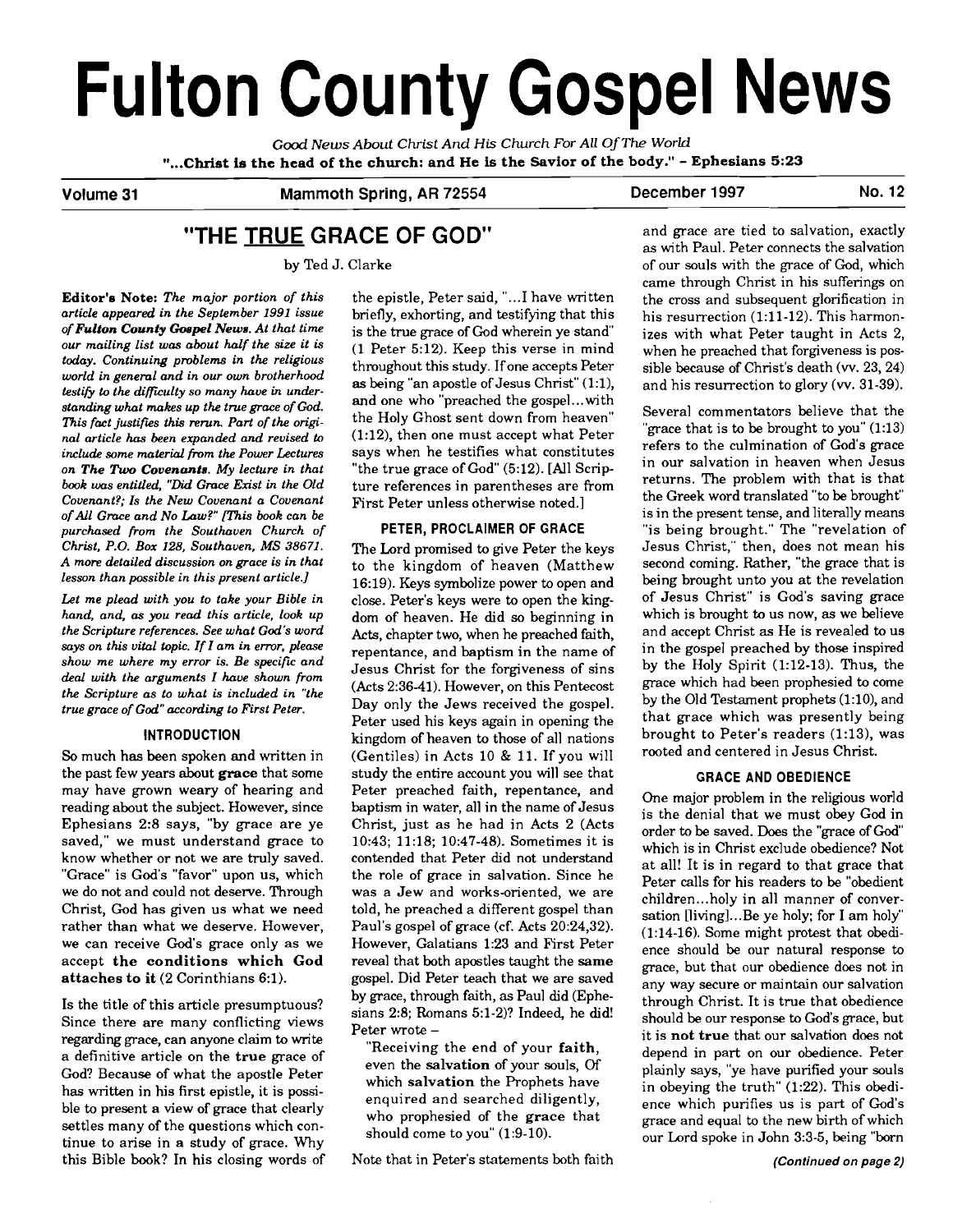# Fulton County Gospel News

*Good News About Christ And His Church For All Of The World*

**"...Christ is the head of the church: and He is the Savior of the body." - Ephesians 5:23**

**Volume 31** | **Mammoth Spring, AR 72554** | **December 1997** | **No. 12**

## "THE TRUE GRACE OF GOD"

by Ted J. Clarke

**Editor's Note:** *The major portion of this article appeared in the September 1991 issue of* ***Fulton County Gospel News.*** *At that time our mailing list was about half the size it is today. Continuing problems in the religious world in general and in our own brotherhood testify to the difficulty so many have in understanding what makes up the true grace of God. This fact justifies this rerun. Part of the original article has been expanded and revised to include some material from the Power Lectures on* ***The Two Covenants.*** *My lecture in that book was entitled, "Did Grace Exist in the Old Covenant?; Is the New Covenant a Covenant of All Grace and No Law?" [This book can be purchased from the Southaven Church of Christ, P.O. Box 128, Southaven, MS 38671. A more detailed discussion on grace is in that lesson than possible in this present article.]*

*Let me plead with you to take your Bible in hand, and, as you read this article, look up the Scripture references. See what God's word says on this vital topic. If I am in error, please show me where my error is. Be specific and deal with the arguments I have shown from the Scripture as to what is included in "the true grace of God" according to First Peter.*

### INTRODUCTION

So much has been spoken and written in the past few years about **grace** that some may have grown weary of hearing and reading about the subject. However, since Ephesians 2:8 says, "by grace are ye saved," we must understand grace to know whether or not we are truly saved. "Grace" is God's "favor" upon us, which we do not and could not deserve. Through Christ, God has given us what we need rather than what we deserve. However, we can receive God's grace only as we accept **the conditions which God attaches to it** (2 Corinthians 6:1).

Is the title of this article presumptuous? Since there are many conflicting views regarding grace, can anyone claim to write a definitive article on the **true** grace of God? Because of what the apostle Peter has written in his first epistle, it is possible to present a view of grace that clearly settles many of the questions which continue to arise in a study of grace. Why this Bible book? In his closing words of the epistle, Peter said, "...I have written briefly, exhorting, and testifying that this is the true grace of God wherein ye stand" (1 Peter 5:12). Keep this verse in mind throughout this study. If one accepts Peter as being "an apostle of Jesus Christ" (1:1), and one who "preached the gospel...with the Holy Ghost sent down from heaven" (1:12), then one must accept what Peter says when he testifies what constitutes "the true grace of God" (5:12). [All Scripture references in parentheses are from First Peter unless otherwise noted.]

### PETER, PROCLAIMER OF GRACE

The Lord promised to give Peter the keys to the kingdom of heaven (Matthew 16:19). Keys symbolize power to open and close. Peter's keys were to open the kingdom of heaven. He did so beginning in Acts, chapter two, when he preached faith, repentance, and baptism in the name of Jesus Christ for the forgiveness of sins (Acts 2:36-41). However, on this Pentecost Day only the Jews received the gospel. Peter used his keys again in opening the kingdom of heaven to those of all nations (Gentiles) in Acts 10 & 11. If you will study the entire account you will see that Peter preached faith, repentance, and baptism in water, all in the name of Jesus Christ, just as he had in Acts 2 (Acts 10:43; 11:18; 10:47-48). Sometimes it is contended that Peter did not understand the role of grace in salvation. Since he was a Jew and works-oriented, we are told, he preached a different gospel than Paul's gospel of grace (cf. Acts 20:24,32). However, Galatians 1:23 and First Peter reveal that both apostles taught the **same** gospel. Did Peter teach that we are saved by grace, through faith, as Paul did (Ephesians 2:8; Romans 5:1-2)? Indeed, he did! Peter wrote –

> "Receiving the end of your **faith**, even the **salvation** of your souls, Of which **salvation** the Prophets have enquired and searched diligently, who prophesied of the **grace** that should come to you" (1:9-10).

Note that in Peter's statements both faith and grace are tied to salvation, exactly as with Paul. Peter connects the salvation of our souls with the grace of God, which came through Christ in his sufferings on the cross and subsequent glorification in his resurrection (1:11-12). This harmonizes with what Peter taught in Acts 2, when he preached that forgiveness is possible because of Christ's death (vv. 23, 24) and his resurrection to glory (vv. 31-39).

Several commentators believe that the "grace that is to be brought to you" (1:13) refers to the culmination of God's grace in our salvation in heaven when Jesus returns. The problem with that is that the Greek word translated "to be brought" is in the present tense, and literally means "is being brought." The "revelation of Jesus Christ," then, does not mean his second coming. Rather, "the grace that is being brought unto you at the revelation of Jesus Christ" is God's saving grace which is brought to us now, as we believe and accept Christ as He is revealed to us in the gospel preached by those inspired by the Holy Spirit (1:12-13). Thus, the grace which had been prophesied to come by the Old Testament prophets (1:10), and that grace which was presently being brought to Peter's readers (1:13), was rooted and centered in Jesus Christ.

### GRACE AND OBEDIENCE

One major problem in the religious world is the denial that we must obey God in order to be saved. Does the "grace of God" which is in Christ exclude obedience? Not at all! It is in regard to that grace that Peter calls for his readers to be "obedient children...holy in all manner of conversation [living]...Be ye holy; for I am holy" (1:14-16). Some might protest that obedience should be our natural response to grace, but that our obedience does not in any way secure or maintain our salvation through Christ. It is true that obedience should be our response to God's grace, but it is **not true** that our salvation does not depend in part on our obedience. Peter plainly says, "ye have purified your souls in obeying the truth" (1:22). This obedience which purifies us is part of God's grace and equal to the new birth of which our Lord spoke in John 3:3-5, being "born

*(Continued on page 2)*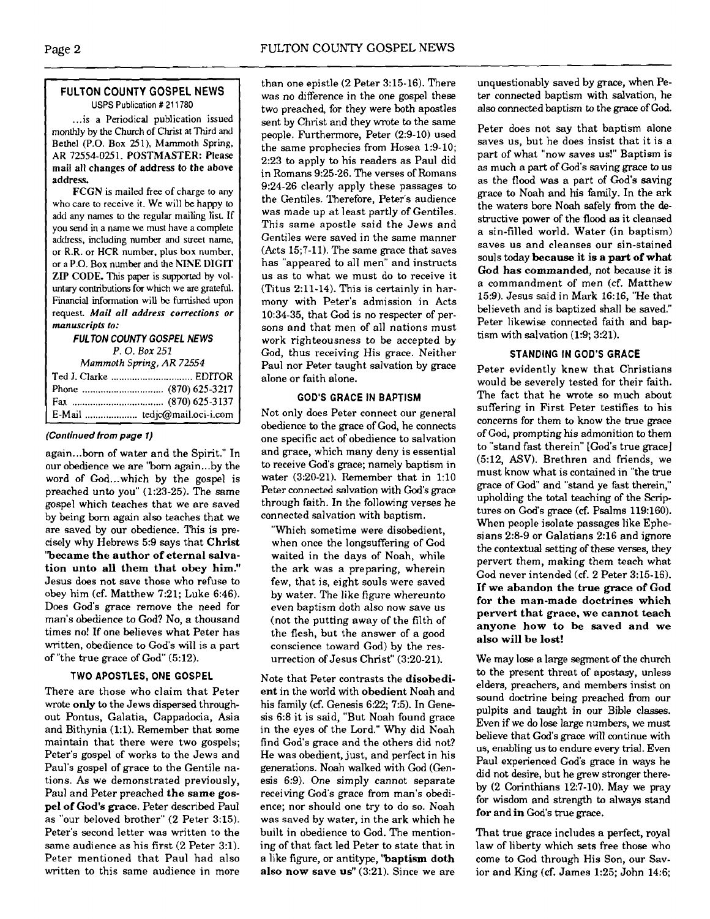## FULTON COUNTY GOSPEL NEWS

USPS Publication # 211780

...is a Periodical publication issued monthly by the Church of Christ at Third and Bethel (P.O. Box 251), Mammoth Spring, AR 72554-0251. **POSTMASTER: Please mail all changes of address to the above address.**

**FCGN** is mailed free of charge to any who care to receive it. We will be happy to add any names to the regular mailing list. If you send in a name we must have a complete address, including number and street name, or R.R. or HCR number, plus box number, or a P.O. Box number and the **NINE DIGIT ZIP CODE.** This paper is supported by voluntary contributions for which we are grateful. Financial information will be furnished upon request. ***Mail all address corrections or manuscripts to:***

***FULTON COUNTY GOSPEL NEWS***
*P. O. Box 251*
*Mammoth Spring, AR 72554*

Ted J. Clarke .............................. EDITOR
Phone .............................. (870) 625-3217
Fax .............................. (870) 625-3137
E-Mail .................... tedjc@mail.oci-i.com

***(Continued from page 1)***

again...born of water and the Spirit." In our obedience we are "born again...by the word of God...which by the gospel is preached unto you" (1:23-25). The same gospel which teaches that we are saved by being born again also teaches that we are saved by our obedience. This is precisely why Hebrews 5:9 says that **Christ "became the author of eternal salvation unto all them that obey him."** Jesus does not save those who refuse to obey him (cf. Matthew 7:21; Luke 6:46). Does God's grace remove the need for man's obedience to God? No, a thousand times no! If one believes what Peter has written, obedience to God's will is a part of "the true grace of God" (5:12).

### TWO APOSTLES, ONE GOSPEL

There are those who claim that Peter wrote **only** to the Jews dispersed throughout Pontus, Galatia, Cappadocia, Asia and Bithynia (1:1). Remember that some maintain that there were two gospels; Peter's gospel of works to the Jews and Paul's gospel of grace to the Gentile nations. As we demonstrated previously, Paul and Peter preached **the same gospel of God's grace**. Peter described Paul as "our beloved brother" (2 Peter 3:15). Peter's second letter was written to the same audience as his first (2 Peter 3:1). Peter mentioned that Paul had also written to this same audience in more than one epistle (2 Peter 3:15-16). There was no difference in the one gospel these two preached, for they were both apostles sent by Christ and they wrote to the same people. Furthermore, Peter (2:9-10) used the same prophecies from Hosea 1:9-10; 2:23 to apply to his readers as Paul did in Romans 9:25-26. The verses of Romans 9:24-26 clearly apply these passages to the Gentiles. Therefore, Peter's audience was made up at least partly of Gentiles. This same apostle said the Jews and Gentiles were saved in the same manner (Acts 15;7-11). The same grace that saves has "appeared to all men" and instructs us as to what we must do to receive it (Titus 2:11-14). This is certainly in harmony with Peter's admission in Acts 10:34-35, that God is no respecter of persons and that men of all nations must work righteousness to be accepted by God, thus receiving His grace. Neither Paul nor Peter taught salvation by grace alone or faith alone.

### GOD'S GRACE IN BAPTISM

Not only does Peter connect our general obedience to the grace of God, he connects one specific act of obedience to salvation and grace, which many deny is essential to receive God's grace; namely baptism in water (3:20-21). Remember that in 1:10 Peter connected salvation with God's grace through faith. In the following verses he connected salvation with baptism.

> "Which sometime were disobedient, when once the longsuffering of God waited in the days of Noah, while the ark was a preparing, wherein few, that is, eight souls were saved by water. The like figure whereunto even baptism doth also now save us (not the putting away of the filth of the flesh, but the answer of a good conscience toward God) by the resurrection of Jesus Christ" (3:20-21).

Note that Peter contrasts the **disobedient** in the world with **obedient** Noah and his family (cf. Genesis 6:22; 7:5). In Genesis 6:8 it is said, "But Noah found grace in the eyes of the Lord." Why did Noah find God's grace and the others did not? He was obedient, just, and perfect in his generations. Noah walked with God (Genesis 6:9). One simply cannot separate receiving God's grace from man's obedience; nor should one try to do so. Noah was saved by water, in the ark which he built in obedience to God. The mentioning of that fact led Peter to state that in a like figure, or antitype, **"baptism doth also now save us"** (3:21). Since we are unquestionably saved by grace, when Peter connected baptism with salvation, he also connected baptism to the grace of God.

Peter does not say that baptism alone saves us, but he does insist that it is a part of what "now saves us!" Baptism is as much a part of God's saving grace to us as the flood was a part of God's saving grace to Noah and his family. In the ark the waters bore Noah safely from the destructive power of the flood as it cleansed a sin-filled world. Water (in baptism) saves us and cleanses our sin-stained souls today **because it is a part of what God has commanded**, not because it is a commandment of men (cf. Matthew 15:9). Jesus said in Mark 16:16, "He that believeth and is baptized shall be saved." Peter likewise connected faith and baptism with salvation (1:9; 3:21).

### STANDING IN GOD'S GRACE

Peter evidently knew that Christians would be severely tested for their faith. The fact that he wrote so much about suffering in First Peter testifies to his concerns for them to know the true grace of God, prompting his admonition to them to "stand fast therein" [God's true grace] (5:12, ASV). Brethren and friends, we must know what is contained in "the true grace of God" and "stand ye fast therein," upholding the total teaching of the Scriptures on God's grace (cf. Psalms 119:160). When people isolate passages like Ephesians 2:8-9 or Galatians 2:16 and ignore the contextual setting of these verses, they pervert them, making them teach what God never intended (cf. 2 Peter 3:15-16). **If we abandon the true grace of God for the man-made doctrines which pervert that grace, we cannot teach anyone how to be saved and we also will be lost!**

We may lose a large segment of the church to the present threat of apostasy, unless elders, preachers, and members insist on sound doctrine being preached from our pulpits and taught in our Bible classes. Even if we do lose large numbers, we must believe that God's grace will continue with us, enabling us to endure every trial. Even Paul experienced God's grace in ways he did not desire, but he grew stronger thereby (2 Corinthians 12:7-10). May we pray for wisdom and strength to always stand **for** and **in** God's true grace.

That true grace includes a perfect, royal law of liberty which sets free those who come to God through His Son, our Savior and King (cf. James 1:25; John 14:6;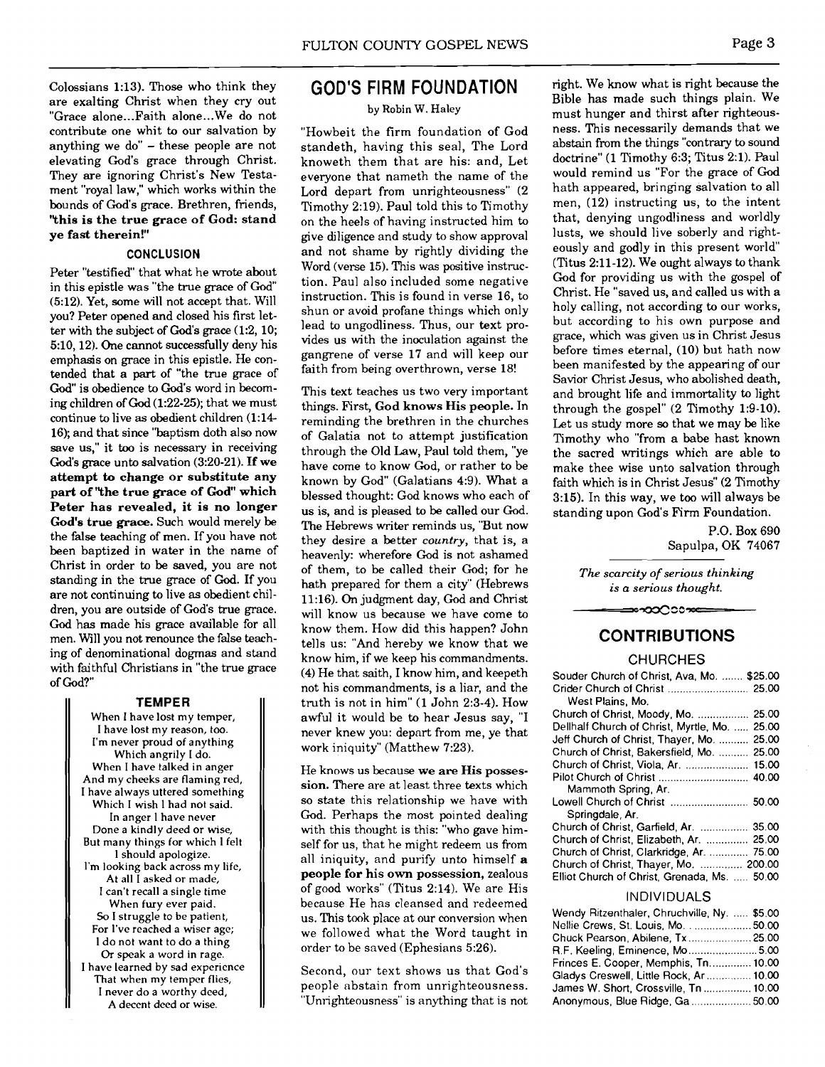Colossians 1:13). Those who think they are exalting Christ when they cry out "Grace alone...Faith alone...We do not contribute one whit to our salvation by anything we do" – these people are not elevating God's grace through Christ. They are ignoring Christ's New Testament "royal law," which works within the bounds of God's grace. Brethren, friends, **"this is the true grace of God: stand ye fast therein!"**

### CONCLUSION

Peter "testified" that what he wrote about in this epistle was "the true grace of God" (5:12). Yet, some will not accept that. Will you? Peter opened and closed his first letter with the subject of God's grace (1:2, 10; 5:10, 12). One cannot successfully deny his emphasis on grace in this epistle. He contended that a part of "the true grace of God" is obedience to God's word in becoming children of God (1:22-25); that we must continue to live as obedient children (1:14-16); and that since "baptism doth also now save us," it too is necessary in receiving God's grace unto salvation (3:20-21). **If we attempt to change or substitute any part of "the true grace of God" which Peter has revealed, it is no longer God's true grace.** Such would merely be the false teaching of men. If you have not been baptized in water in the name of Christ in order to be saved, you are not standing in the true grace of God. If you are not continuing to live as obedient children, you are outside of God's true grace. God has made his grace available for all men. Will you not renounce the false teaching of denominational dogmas and stand with faithful Christians in "the true grace of God?"

### TEMPER

When I have lost my temper,
I have lost my reason, too.
I'm never proud of anything
Which angrily I do.
When I have talked in anger
And my cheeks are flaming red,
I have always uttered something
Which I wish I had not said.
In anger I have never
Done a kindly deed or wise,
But many things for which I felt
I should apologize.
I'm looking back across my life,
At all I asked or made,
I can't recall a single time
When fury ever paid.
So I struggle to be patient,
For I've reached a wiser age;
I do not want to do a thing
Or speak a word in rage.
I have learned by sad experience
That when my temper flies,
I never do a worthy deed,
A decent deed or wise.

## GOD'S FIRM FOUNDATION

by Robin W. Haley

"Howbeit the firm foundation of God standeth, having this seal, The Lord knoweth them that are his: and, Let everyone that nameth the name of the Lord depart from unrighteousness" (2 Timothy 2:19). Paul told this to Timothy on the heels of having instructed him to give diligence and study to show approval and not shame by rightly dividing the Word (verse 15). This was positive instruction. Paul also included some negative instruction. This is found in verse 16, to shun or avoid profane things which only lead to ungodliness. Thus, our text provides us with the inoculation against the gangrene of verse 17 and will keep our faith from being overthrown, verse 18!

This text teaches us two very important things. First, **God knows His people.** In reminding the brethren in the churches of Galatia not to attempt justification through the Old Law, Paul told them, "ye have come to know God, or rather to be known by God" (Galatians 4:9). What a blessed thought: God knows who each of us is, and is pleased to be called our God. The Hebrews writer reminds us, "But now they desire a better *country*, that is, a heavenly: wherefore God is not ashamed of them, to be called their God; for he hath prepared for them a city" (Hebrews 11:16). On judgment day, God and Christ will know us because we have come to know them. How did this happen? John tells us: "And hereby we know that we know him, if we keep his commandments. (4) He that saith, I know him, and keepeth not his commandments, is a liar, and the truth is not in him" (1 John 2:3-4). How awful it would be to hear Jesus say, "I never knew you: depart from me, ye that work iniquity" (Matthew 7:23).

He knows us because **we are His possession.** There are at least three texts which so state this relationship we have with God. Perhaps the most pointed dealing with this thought is this: "who gave himself for us, that he might redeem us from all iniquity, and purify unto himself **a people for his own possession,** zealous of good works" (Titus 2:14). We are His because He has cleansed and redeemed us. This took place at our conversion when we followed what the Word taught in order to be saved (Ephesians 5:26).

Second, our text shows us that God's people abstain from unrighteousness. "Unrighteousness" is anything that is not right. We know what is right because the Bible has made such things plain. We must hunger and thirst after righteousness. This necessarily demands that we abstain from the things "contrary to sound doctrine" (1 Timothy 6:3; Titus 2:1). Paul would remind us "For the grace of God hath appeared, bringing salvation to all men, (12) instructing us, to the intent that, denying ungodliness and worldly lusts, we should live soberly and righteously and godly in this present world" (Titus 2:11-12). We ought always to thank God for providing us with the gospel of Christ. He "saved us, and called us with a holy calling, not according to our works, but according to his own purpose and grace, which was given us in Christ Jesus before times eternal, (10) but hath now been manifested by the appearing of our Savior Christ Jesus, who abolished death, and brought life and immortality to light through the gospel" (2 Timothy 1:9-10). Let us study more so that we may be like Timothy who "from a babe hast known the sacred writings which are able to make thee wise unto salvation through faith which is in Christ Jesus" (2 Timothy 3:15). In this way, we too will always be standing upon God's Firm Foundation.

P.O. Box 690
Sapulpa, OK 74067

*The scarcity of serious thinking is a serious thought.*

## CONTRIBUTIONS

### CHURCHES

| | |
|---|---|
| Souder Church of Christ, Ava, Mo. | $25.00 |
| Crider Church of Christ, West Plains, Mo. | 25.00 |
| Church of Christ, Moody, Mo. | 25.00 |
| Dellhalf Church of Christ, Myrtle, Mo. | 25.00 |
| Jeff Church of Christ, Thayer, Mo. | 25.00 |
| Church of Christ, Bakersfield, Mo. | 25.00 |
| Church of Christ, Viola, Ar. | 15.00 |
| Pilot Church of Christ, Mammoth Spring, Ar. | 40.00 |
| Lowell Church of Christ, Springdale, Ar. | 50.00 |
| Church of Christ, Garfield, Ar. | 35.00 |
| Church of Christ, Elizabeth, Ar. | 25.00 |
| Church of Christ, Clarkridge, Ar. | 75.00 |
| Church of Christ, Thayer, Mo. | 200.00 |
| Elliot Church of Christ, Grenada, Ms. | 50.00 |

### INDIVIDUALS

| | |
|---|---|
| Wendy Ritzenthaler, Chruchville, Ny. | $5.00 |
| Nellie Crews, St. Louis, Mo. | 50.00 |
| Chuck Pearson, Abilene, Tx | 25.00 |
| R.F. Keeling, Eminence, Mo | 5.00 |
| Frinces E. Cooper, Memphis, Tn. | 10.00 |
| Gladys Creswell, Little Rock, Ar | 10.00 |
| James W. Short, Crossville, Tn | 10.00 |
| Anonymous, Blue Ridge, Ga | 50.00 |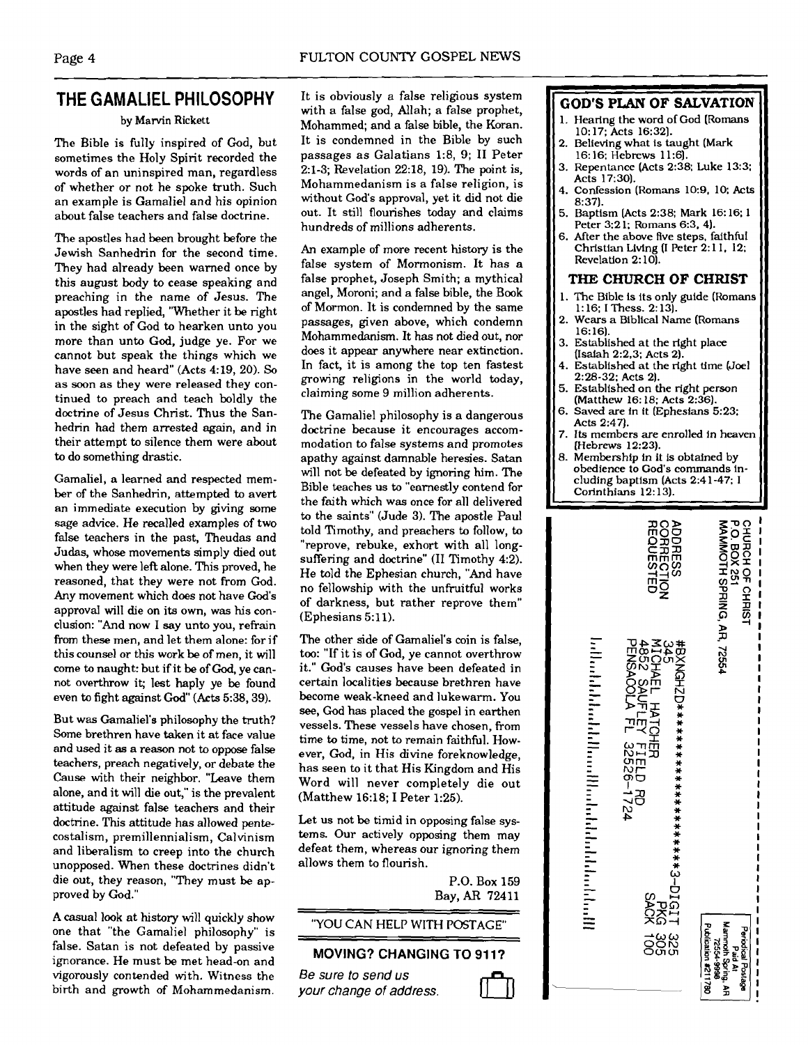## THE GAMALIEL PHILOSOPHY

by Marvin Rickett

The Bible is fully inspired of God, but sometimes the Holy Spirit recorded the words of an uninspired man, regardless of whether or not he spoke truth. Such an example is Gamaliel and his opinion about false teachers and false doctrine.

The apostles had been brought before the Jewish Sanhedrin for the second time. They had already been warned once by this august body to cease speaking and preaching in the name of Jesus. The apostles had replied, "Whether it be right in the sight of God to hearken unto you more than unto God, judge ye. For we cannot but speak the things which we have seen and heard" (Acts 4:19, 20). So as soon as they were released they continued to preach and teach boldly the doctrine of Jesus Christ. Thus the Sanhedrin had them arrested again, and in their attempt to silence them were about to do something drastic.

Gamaliel, a learned and respected member of the Sanhedrin, attempted to avert an immediate execution by giving some sage advice. He recalled examples of two false teachers in the past, Theudas and Judas, whose movements simply died out when they were left alone. This proved, he reasoned, that they were not from God. Any movement which does not have God's approval will die on its own, was his conclusion: "And now I say unto you, refrain from these men, and let them alone: for if this counsel or this work be of men, it will come to naught: but if it be of God, ye cannot overthrow it; lest haply ye be found even to fight against God" (Acts 5:38, 39).

But was Gamaliel's philosophy the truth? Some brethren have taken it at face value and used it as a reason not to oppose false teachers, preach negatively, or debate the Cause with their neighbor. "Leave them alone, and it will die out," is the prevalent attitude against false teachers and their doctrine. This attitude has allowed pentecostalism, premillennialism, Calvinism and liberalism to creep into the church unopposed. When these doctrines didn't die out, they reason, "They must be approved by God."

A casual look at history will quickly show one that "the Gamaliel philosophy" is false. Satan is not defeated by passive ignorance. He must be met head-on and vigorously contended with. Witness the birth and growth of Mohammedanism. It is obviously a false religious system with a false god, Allah; a false prophet, Mohammed; and a false bible, the Koran. It is condemned in the Bible by such passages as Galatians 1:8, 9; II Peter 2:1-3; Revelation 22:18, 19). The point is, Mohammedanism is a false religion, is without God's approval, yet it did not die out. It still flourishes today and claims hundreds of millions adherents.

An example of more recent history is the false system of Mormonism. It has a false prophet, Joseph Smith; a mythical angel, Moroni; and a false bible, the Book of Mormon. It is condemned by the same passages, given above, which condemn Mohammedanism. It has not died out, nor does it appear anywhere near extinction. In fact, it is among the top ten fastest growing religions in the world today, claiming some 9 million adherents.

The Gamaliel philosophy is a dangerous doctrine because it encourages accommodation to false systems and promotes apathy against damnable heresies. Satan will not be defeated by ignoring him. The Bible teaches us to "earnestly contend for the faith which was once for all delivered to the saints" (Jude 3). The apostle Paul told Timothy, and preachers to follow, to "reprove, rebuke, exhort with all longsuffering and doctrine" (II Timothy 4:2). He told the Ephesian church, "And have no fellowship with the unfruitful works of darkness, but rather reprove them" (Ephesians 5:11).

The other side of Gamaliel's coin is false, too: "If it is of God, ye cannot overthrow it." God's causes have been defeated in certain localities because brethren have become weak-kneed and lukewarm. You see, God has placed the gospel in earthen vessels. These vessels have chosen, from time to time, not to remain faithful. However, God, in His divine foreknowledge, has seen to it that His Kingdom and His Word will never completely die out (Matthew 16:18; I Peter 1:25).

Let us not be timid in opposing false systems. Our actively opposing them may defeat them, whereas our ignoring them allows them to flourish.

P.O. Box 159
Bay, AR 72411

"YOU CAN HELP WITH POSTAGE"

**MOVING? CHANGING TO 911?**

*Be sure to send us your change of address.*

### GOD'S PLAN OF SALVATION

1. Hearing the word of God (Romans 10:17; Acts 16:32).
2. Believing what is taught (Mark 16:16; Hebrews 11:6).
3. Repentance (Acts 2:38; Luke 13:3; Acts 17:30).
4. Confession (Romans 10:9, 10; Acts 8:37).
5. Baptism (Acts 2:38; Mark 16:16; 1 Peter 3:21; Romans 6:3, 4).
6. After the above five steps, faithful Christian Living (I Peter 2:11, 12; Revelation 2:10).

### THE CHURCH OF CHRIST

1. The Bible is its only guide (Romans 1:16; I Thess. 2:13).
2. Wears a Biblical Name (Romans 16:16).
3. Established at the right place (Isaiah 2:2,3; Acts 2).
4. Established at the right time (Joel 2:28-32; Acts 2).
5. Established on the right person (Matthew 16:18; Acts 2:36).
6. Saved are in it (Ephesians 5:23; Acts 2:47).
7. Its members are enrolled in heaven (Hebrews 12:23).
8. Membership in it is obtained by obedience to God's commands including baptism (Acts 2:41-47; I Corinthians 12:13).

CHURCH OF CHRIST
P.O. BOX 251
MAMMOTH SPRING, AR 72554

ADDRESS
CORRECTION
REQUESTED

#BXNGHZD*****************3-DIGIT 325
345 PKG 305
MICHAEL HATCHER SACK 100
4852 SAUFLEY FIELD RD
PENSACOLA FL 32526-1724

Periodical Postage
Paid At
Mammoth Spring, AR
72554-9998
Publication #211780